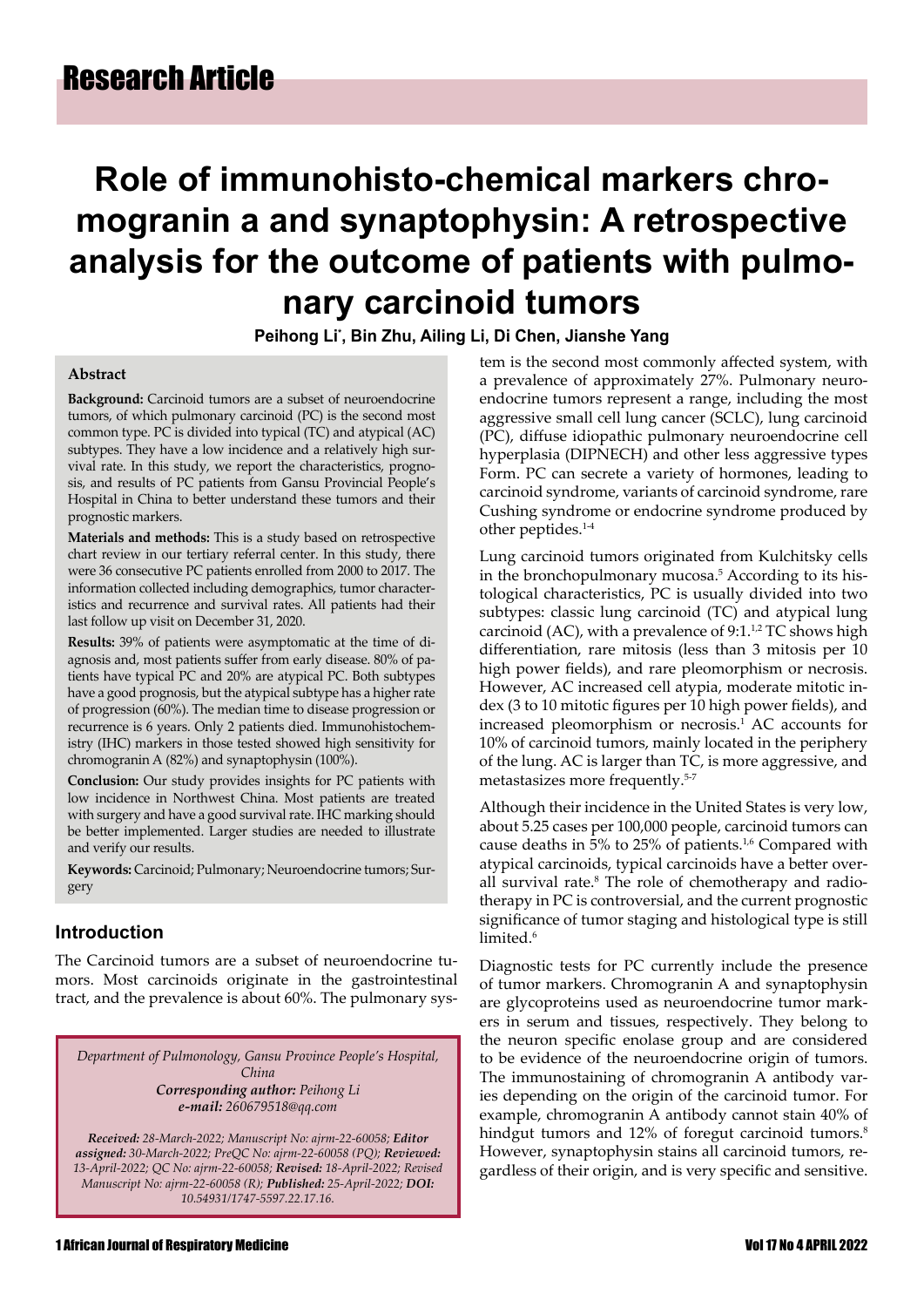Research Article

# Role of immunohisto-chemical markers chromogranin a and synaptophysin: A retrospective analysis for the outcome of patients with pulmonary carcinoid tumors

**Peihong Li*, Bin Zhu, Ailing Li, Di Chen, Jianshe Yang**

## Abstract

**Background:** Carcinoid tumors are a subset of neuroendocrine tumors, of which pulmonary carcinoid (PC) is the second most common type. PC is divided into typical (TC) and atypical (AC) subtypes. They have a low incidence and a relatively high survival rate. In this study, we report the characteristics, prognosis, and results of PC patients from Gansu Provincial People's Hospital in China to better understand these tumors and their prognostic markers.

**Materials and methods:** This is a study based on retrospective chart review in our tertiary referral center. In this study, there were 36 consecutive PC patients enrolled from 2000 to 2017. The information collected including demographics, tumor characteristics and recurrence and survival rates. All patients had their last follow up visit on December 31, 2020.

**Results:** 39% of patients were asymptomatic at the time of diagnosis and, most patients suffer from early disease. 80% of patients have typical PC and 20% are atypical PC. Both subtypes have a good prognosis, but the atypical subtype has a higher rate of progression (60%). The median time to disease progression or recurrence is 6 years. Only 2 patients died. Immunohistochemistry (IHC) markers in those tested showed high sensitivity for chromogranin A (82%) and synaptophysin (100%).

**Conclusion:** Our study provides insights for PC patients with low incidence in Northwest China. Most patients are treated with surgery and have a good survival rate. IHC marking should be better implemented. Larger studies are needed to illustrate and verify our results.

**Keywords:** Carcinoid; Pulmonary; Neuroendocrine tumors; Surgery

*Department of Pulmonology, Gansu Province People's Hospital, China*
***Corresponding author:** Peihong Li*
***e-mail:** 260679518@qq.com*

***Received:** 28-March-2022; Manuscript No: ajrm-22-60058; **Editor assigned:** 30-March-2022; PreQC No: ajrm-22-60058 (PQ); **Reviewed:** 13-April-2022; QC No: ajrm-22-60058; **Revised:** 18-April-2022; Revised Manuscript No: ajrm-22-60058 (R); **Published:** 25-April-2022; **DOI:** 10.54931/1747-5597.22.17.16.*

## Introduction

The Carcinoid tumors are a subset of neuroendocrine tumors. Most carcinoids originate in the gastrointestinal tract, and the prevalence is about 60%. The pulmonary system is the second most commonly affected system, with a prevalence of approximately 27%. Pulmonary neuroendocrine tumors represent a range, including the most aggressive small cell lung cancer (SCLC), lung carcinoid (PC), diffuse idiopathic pulmonary neuroendocrine cell hyperplasia (DIPNECH) and other less aggressive types Form. PC can secrete a variety of hormones, leading to carcinoid syndrome, variants of carcinoid syndrome, rare Cushing syndrome or endocrine syndrome produced by other peptides.[1-4]

Lung carcinoid tumors originated from Kulchitsky cells in the bronchopulmonary mucosa.[5] According to its histological characteristics, PC is usually divided into two subtypes: classic lung carcinoid (TC) and atypical lung carcinoid (AC), with a prevalence of 9:1.[1,2] TC shows high differentiation, rare mitosis (less than 3 mitosis per 10 high power fields), and rare pleomorphism or necrosis. However, AC increased cell atypia, moderate mitotic index (3 to 10 mitotic figures per 10 high power fields), and increased pleomorphism or necrosis.[1] AC accounts for 10% of carcinoid tumors, mainly located in the periphery of the lung. AC is larger than TC, is more aggressive, and metastasizes more frequently.[5-7]

Although their incidence in the United States is very low, about 5.25 cases per 100,000 people, carcinoid tumors can cause deaths in 5% to 25% of patients.[1,6] Compared with atypical carcinoids, typical carcinoids have a better overall survival rate.[8] The role of chemotherapy and radiotherapy in PC is controversial, and the current prognostic significance of tumor staging and histological type is still limited.[6]

Diagnostic tests for PC currently include the presence of tumor markers. Chromogranin A and synaptophysin are glycoproteins used as neuroendocrine tumor markers in serum and tissues, respectively. They belong to the neuron specific enolase group and are considered to be evidence of the neuroendocrine origin of tumors. The immunostaining of chromogranin A antibody varies depending on the origin of the carcinoid tumor. For example, chromogranin A antibody cannot stain 40% of hindgut tumors and 12% of foregut carcinoid tumors.[8] However, synaptophysin stains all carcinoid tumors, regardless of their origin, and is very specific and sensitive.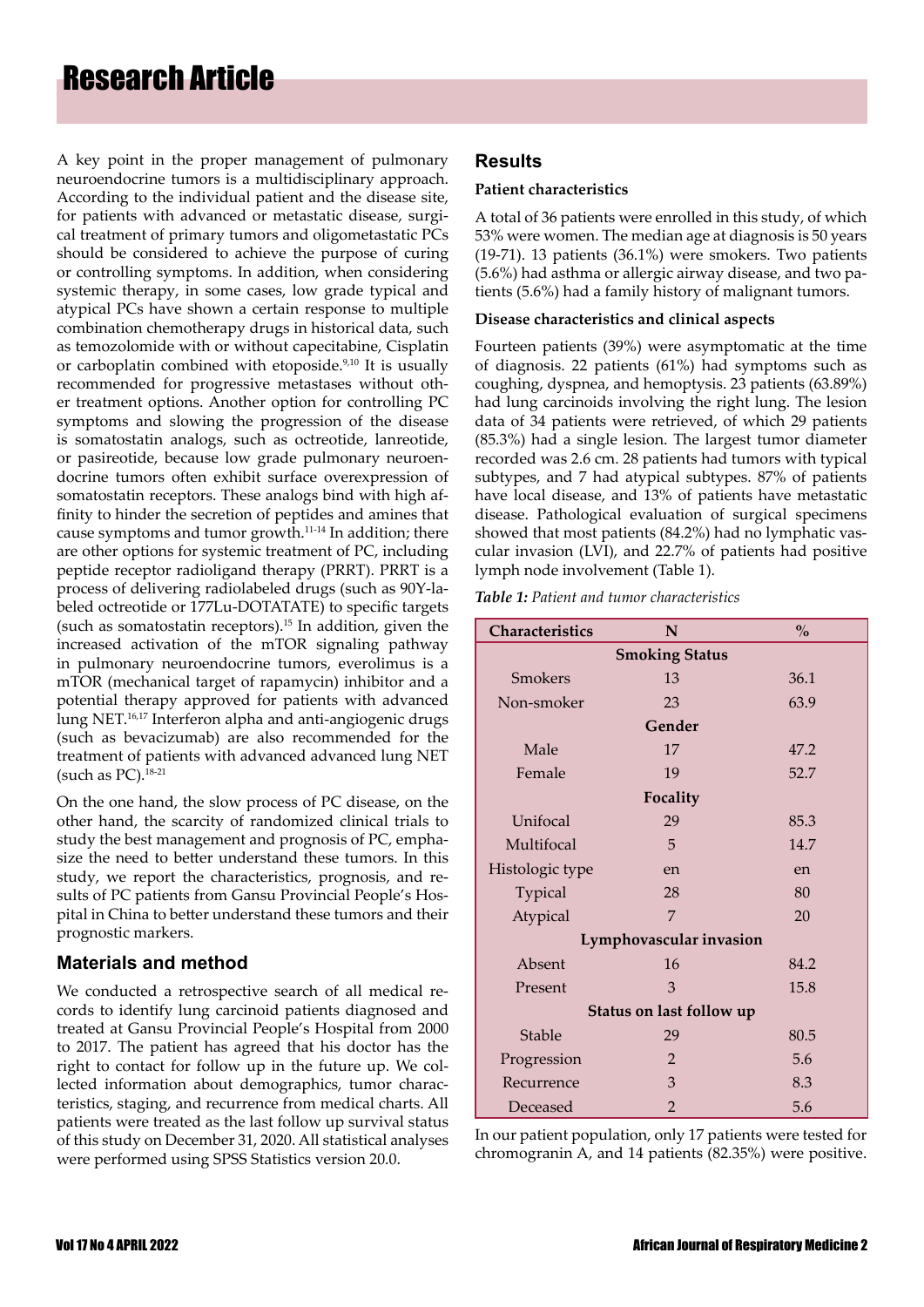A key point in the proper management of pulmonary neuroendocrine tumors is a multidisciplinary approach. According to the individual patient and the disease site, for patients with advanced or metastatic disease, surgical treatment of primary tumors and oligometastatic PCs should be considered to achieve the purpose of curing or controlling symptoms. In addition, when considering systemic therapy, in some cases, low grade typical and atypical PCs have shown a certain response to multiple combination chemotherapy drugs in historical data, such as temozolomide with or without capecitabine, Cisplatin or carboplatin combined with etoposide.[9,10] It is usually recommended for progressive metastases without other treatment options. Another option for controlling PC symptoms and slowing the progression of the disease is somatostatin analogs, such as octreotide, lanreotide, or pasireotide, because low grade pulmonary neuroendocrine tumors often exhibit surface overexpression of somatostatin receptors. These analogs bind with high affinity to hinder the secretion of peptides and amines that cause symptoms and tumor growth.[11-14] In addition; there are other options for systemic treatment of PC, including peptide receptor radioligand therapy (PRRT). PRRT is a process of delivering radiolabeled drugs (such as 90Y-labeled octreotide or 177Lu-DOTATATE) to specific targets (such as somatostatin receptors).[15] In addition, given the increased activation of the mTOR signaling pathway in pulmonary neuroendocrine tumors, everolimus is a mTOR (mechanical target of rapamycin) inhibitor and a potential therapy approved for patients with advanced lung NET.[16,17] Interferon alpha and anti-angiogenic drugs (such as bevacizumab) are also recommended for the treatment of patients with advanced advanced lung NET (such as PC).[18-21]

On the one hand, the slow process of PC disease, on the other hand, the scarcity of randomized clinical trials to study the best management and prognosis of PC, emphasize the need to better understand these tumors. In this study, we report the characteristics, prognosis, and results of PC patients from Gansu Provincial People's Hospital in China to better understand these tumors and their prognostic markers.

## Materials and method

We conducted a retrospective search of all medical records to identify lung carcinoid patients diagnosed and treated at Gansu Provincial People's Hospital from 2000 to 2017. The patient has agreed that his doctor has the right to contact for follow up in the future up. We collected information about demographics, tumor characteristics, staging, and recurrence from medical charts. All patients were treated as the last follow up survival status of this study on December 31, 2020. All statistical analyses were performed using SPSS Statistics version 20.0.

## Results

### Patient characteristics

A total of 36 patients were enrolled in this study, of which 53% were women. The median age at diagnosis is 50 years (19-71). 13 patients (36.1%) were smokers. Two patients (5.6%) had asthma or allergic airway disease, and two patients (5.6%) had a family history of malignant tumors.

### Disease characteristics and clinical aspects

Fourteen patients (39%) were asymptomatic at the time of diagnosis. 22 patients (61%) had symptoms such as coughing, dyspnea, and hemoptysis. 23 patients (63.89%) had lung carcinoids involving the right lung. The lesion data of 34 patients were retrieved, of which 29 patients (85.3%) had a single lesion. The largest tumor diameter recorded was 2.6 cm. 28 patients had tumors with typical subtypes, and 7 had atypical subtypes. 87% of patients have local disease, and 13% of patients have metastatic disease. Pathological evaluation of surgical specimens showed that most patients (84.2%) had no lymphatic vascular invasion (LVI), and 22.7% of patients had positive lymph node involvement (Table 1).

*Table 1: Patient and tumor characteristics*

| Characteristics | N | % |
|---|---|---|
| | **Smoking Status** | |
| Smokers | 13 | 36.1 |
| Non-smoker | 23 | 63.9 |
| | **Gender** | |
| Male | 17 | 47.2 |
| Female | 19 | 52.7 |
| | **Focality** | |
| Unifocal | 29 | 85.3 |
| Multifocal | 5 | 14.7 |
| Histologic type | en | en |
| Typical | 28 | 80 |
| Atypical | 7 | 20 |
| | **Lymphovascular invasion** | |
| Absent | 16 | 84.2 |
| Present | 3 | 15.8 |
| | **Status on last follow up** | |
| Stable | 29 | 80.5 |
| Progression | 2 | 5.6 |
| Recurrence | 3 | 8.3 |
| Deceased | 2 | 5.6 |

In our patient population, only 17 patients were tested for chromogranin A, and 14 patients (82.35%) were positive.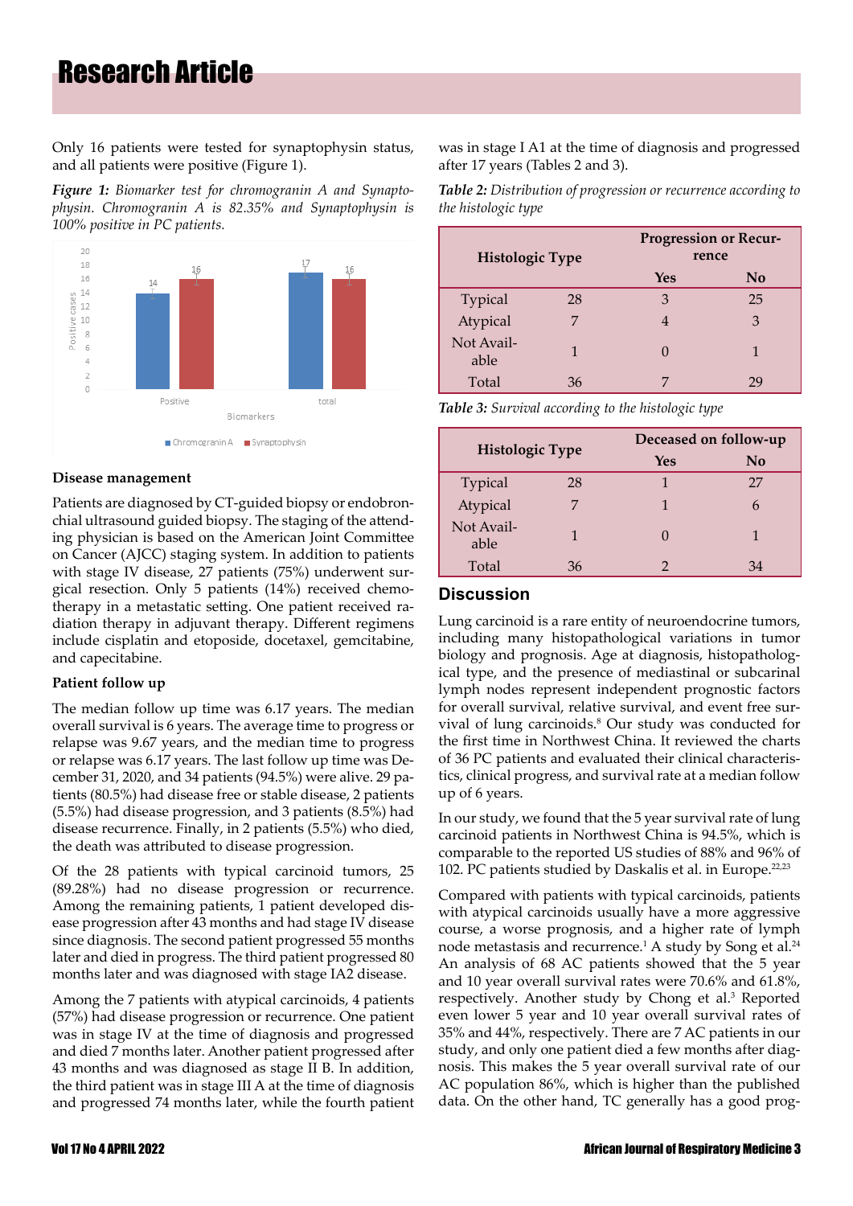Only 16 patients were tested for synaptophysin status, and all patients were positive (Figure 1).

***Figure 1:*** *Biomarker test for chromogranin A and Synaptophysin. Chromogranin A is 82.35% and Synaptophysin is 100% positive in PC patients.*

### Disease management

Patients are diagnosed by CT-guided biopsy or endobronchial ultrasound guided biopsy. The staging of the attending physician is based on the American Joint Committee on Cancer (AJCC) staging system. In addition to patients with stage IV disease, 27 patients (75%) underwent surgical resection. Only 5 patients (14%) received chemotherapy in a metastatic setting. One patient received radiation therapy in adjuvant therapy. Different regimens include cisplatin and etoposide, docetaxel, gemcitabine, and capecitabine.

### Patient follow up

The median follow up time was 6.17 years. The median overall survival is 6 years. The average time to progress or relapse was 9.67 years, and the median time to progress or relapse was 6.17 years. The last follow up time was December 31, 2020, and 34 patients (94.5%) were alive. 29 patients (80.5%) had disease free or stable disease, 2 patients (5.5%) had disease progression, and 3 patients (8.5%) had disease recurrence. Finally, in 2 patients (5.5%) who died, the death was attributed to disease progression.

Of the 28 patients with typical carcinoid tumors, 25 (89.28%) had no disease progression or recurrence. Among the remaining patients, 1 patient developed disease progression after 43 months and had stage IV disease since diagnosis. The second patient progressed 55 months later and died in progress. The third patient progressed 80 months later and was diagnosed with stage IA2 disease.

Among the 7 patients with atypical carcinoids, 4 patients (57%) had disease progression or recurrence. One patient was in stage IV at the time of diagnosis and progressed and died 7 months later. Another patient progressed after 43 months and was diagnosed as stage II B. In addition, the third patient was in stage III A at the time of diagnosis and progressed 74 months later, while the fourth patient was in stage I A1 at the time of diagnosis and progressed after 17 years (Tables 2 and 3).

***Table 2:*** *Distribution of progression or recurrence according to the histologic type*

| Histologic Type | | Progression or Recurrence | |
|---|---|---|---|
| | | Yes | No |
| Typical | 28 | 3 | 25 |
| Atypical | 7 | 4 | 3 |
| Not Available | 1 | 0 | 1 |
| Total | 36 | 7 | 29 |

***Table 3:*** *Survival according to the histologic type*

| Histologic Type | | Deceased on follow-up | |
|---|---|---|---|
| | | Yes | No |
| Typical | 28 | 1 | 27 |
| Atypical | 7 | 1 | 6 |
| Not Available | 1 | 0 | 1 |
| Total | 36 | 2 | 34 |

## Discussion

Lung carcinoid is a rare entity of neuroendocrine tumors, including many histopathological variations in tumor biology and prognosis. Age at diagnosis, histopathological type, and the presence of mediastinal or subcarinal lymph nodes represent independent prognostic factors for overall survival, relative survival, and event free survival of lung carcinoids.[8] Our study was conducted for the first time in Northwest China. It reviewed the charts of 36 PC patients and evaluated their clinical characteristics, clinical progress, and survival rate at a median follow up of 6 years.

In our study, we found that the 5 year survival rate of lung carcinoid patients in Northwest China is 94.5%, which is comparable to the reported US studies of 88% and 96% of 102. PC patients studied by Daskalis et al. in Europe.[22,23]

Compared with patients with typical carcinoids, patients with atypical carcinoids usually have a more aggressive course, a worse prognosis, and a higher rate of lymph node metastasis and recurrence.[1] A study by Song et al.[24] An analysis of 68 AC patients showed that the 5 year and 10 year overall survival rates were 70.6% and 61.8%, respectively. Another study by Chong et al.[3] Reported even lower 5 year and 10 year overall survival rates of 35% and 44%, respectively. There are 7 AC patients in our study, and only one patient died a few months after diagnosis. This makes the 5 year overall survival rate of our AC population 86%, which is higher than the published data. On the other hand, TC generally has a good prog-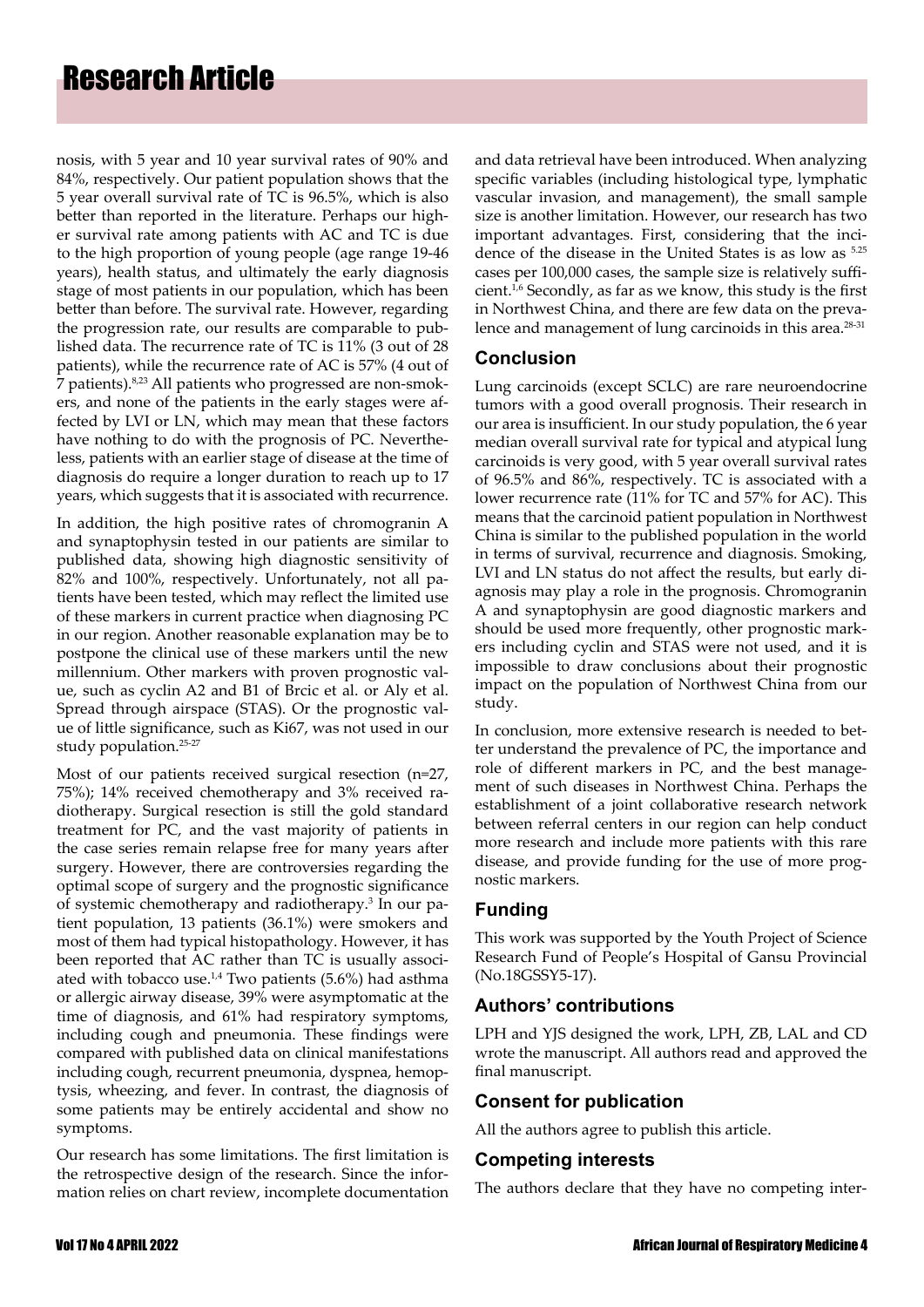nosis, with 5 year and 10 year survival rates of 90% and 84%, respectively. Our patient population shows that the 5 year overall survival rate of TC is 96.5%, which is also better than reported in the literature. Perhaps our higher survival rate among patients with AC and TC is due to the high proportion of young people (age range 19-46 years), health status, and ultimately the early diagnosis stage of most patients in our population, which has been better than before. The survival rate. However, regarding the progression rate, our results are comparable to published data. The recurrence rate of TC is 11% (3 out of 28 patients), while the recurrence rate of AC is 57% (4 out of 7 patients).[8,23] All patients who progressed are non-smokers, and none of the patients in the early stages were affected by LVI or LN, which may mean that these factors have nothing to do with the prognosis of PC. Nevertheless, patients with an earlier stage of disease at the time of diagnosis do require a longer duration to reach up to 17 years, which suggests that it is associated with recurrence.

In addition, the high positive rates of chromogranin A and synaptophysin tested in our patients are similar to published data, showing high diagnostic sensitivity of 82% and 100%, respectively. Unfortunately, not all patients have been tested, which may reflect the limited use of these markers in current practice when diagnosing PC in our region. Another reasonable explanation may be to postpone the clinical use of these markers until the new millennium. Other markers with proven prognostic value, such as cyclin A2 and B1 of Brcic et al. or Aly et al. Spread through airspace (STAS). Or the prognostic value of little significance, such as Ki67, was not used in our study population.[25-27]

Most of our patients received surgical resection (n=27, 75%); 14% received chemotherapy and 3% received radiotherapy. Surgical resection is still the gold standard treatment for PC, and the vast majority of patients in the case series remain relapse free for many years after surgery. However, there are controversies regarding the optimal scope of surgery and the prognostic significance of systemic chemotherapy and radiotherapy.[3] In our patient population, 13 patients (36.1%) were smokers and most of them had typical histopathology. However, it has been reported that AC rather than TC is usually associated with tobacco use.[1,4] Two patients (5.6%) had asthma or allergic airway disease, 39% were asymptomatic at the time of diagnosis, and 61% had respiratory symptoms, including cough and pneumonia. These findings were compared with published data on clinical manifestations including cough, recurrent pneumonia, dyspnea, hemoptysis, wheezing, and fever. In contrast, the diagnosis of some patients may be entirely accidental and show no symptoms.

Our research has some limitations. The first limitation is the retrospective design of the research. Since the information relies on chart review, incomplete documentation and data retrieval have been introduced. When analyzing specific variables (including histological type, lymphatic vascular invasion, and management), the small sample size is another limitation. However, our research has two important advantages. First, considering that the incidence of the disease in the United States is as low as [5.25] cases per 100,000 cases, the sample size is relatively sufficient.[1,6] Secondly, as far as we know, this study is the first in Northwest China, and there are few data on the prevalence and management of lung carcinoids in this area.[28-31]

## Conclusion

Lung carcinoids (except SCLC) are rare neuroendocrine tumors with a good overall prognosis. Their research in our area is insufficient. In our study population, the 6 year median overall survival rate for typical and atypical lung carcinoids is very good, with 5 year overall survival rates of 96.5% and 86%, respectively. TC is associated with a lower recurrence rate (11% for TC and 57% for AC). This means that the carcinoid patient population in Northwest China is similar to the published population in the world in terms of survival, recurrence and diagnosis. Smoking, LVI and LN status do not affect the results, but early diagnosis may play a role in the prognosis. Chromogranin A and synaptophysin are good diagnostic markers and should be used more frequently, other prognostic markers including cyclin and STAS were not used, and it is impossible to draw conclusions about their prognostic impact on the population of Northwest China from our study.

In conclusion, more extensive research is needed to better understand the prevalence of PC, the importance and role of different markers in PC, and the best management of such diseases in Northwest China. Perhaps the establishment of a joint collaborative research network between referral centers in our region can help conduct more research and include more patients with this rare disease, and provide funding for the use of more prognostic markers.

## Funding

This work was supported by the Youth Project of Science Research Fund of People's Hospital of Gansu Provincial (No.18GSSY5-17).

## Authors' contributions

LPH and YJS designed the work, LPH, ZB, LAL and CD wrote the manuscript. All authors read and approved the final manuscript.

## Consent for publication

All the authors agree to publish this article.

## Competing interests

The authors declare that they have no competing inter-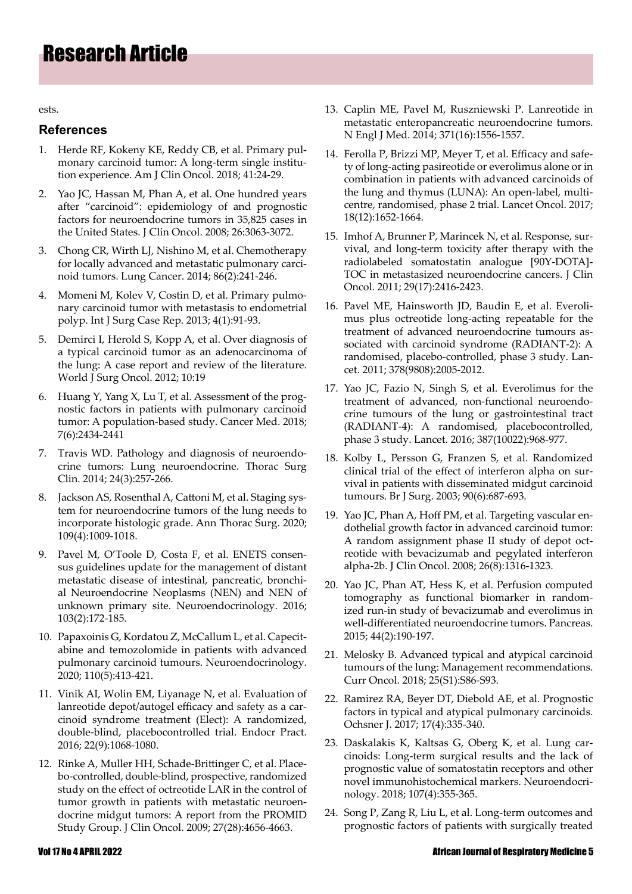ests.

## References

1. Herde RF, Kokeny KE, Reddy CB, et al. Primary pulmonary carcinoid tumor: A long-term single institution experience. Am J Clin Oncol. 2018; 41:24-29.
2. Yao JC, Hassan M, Phan A, et al. One hundred years after "carcinoid": epidemiology of and prognostic factors for neuroendocrine tumors in 35,825 cases in the United States. J Clin Oncol. 2008; 26:3063-3072.
3. Chong CR, Wirth LJ, Nishino M, et al. Chemotherapy for locally advanced and metastatic pulmonary carcinoid tumors. Lung Cancer. 2014; 86(2):241-246.
4. Momeni M, Kolev V, Costin D, et al. Primary pulmonary carcinoid tumor with metastasis to endometrial polyp. Int J Surg Case Rep. 2013; 4(1):91-93.
5. Demirci I, Herold S, Kopp A, et al. Over diagnosis of a typical carcinoid tumor as an adenocarcinoma of the lung: A case report and review of the literature. World J Surg Oncol. 2012; 10:19
6. Huang Y, Yang X, Lu T, et al. Assessment of the prognostic factors in patients with pulmonary carcinoid tumor: A population-based study. Cancer Med. 2018; 7(6):2434-2441
7. Travis WD. Pathology and diagnosis of neuroendocrine tumors: Lung neuroendocrine. Thorac Surg Clin. 2014; 24(3):257-266.
8. Jackson AS, Rosenthal A, Cattoni M, et al. Staging system for neuroendocrine tumors of the lung needs to incorporate histologic grade. Ann Thorac Surg. 2020; 109(4):1009-1018.
9. Pavel M, O'Toole D, Costa F, et al. ENETS consensus guidelines update for the management of distant metastatic disease of intestinal, pancreatic, bronchial Neuroendocrine Neoplasms (NEN) and NEN of unknown primary site. Neuroendocrinology. 2016; 103(2):172-185.
10. Papaxoinis G, Kordatou Z, McCallum L, et al. Capecitabine and temozolomide in patients with advanced pulmonary carcinoid tumours. Neuroendocrinology. 2020; 110(5):413-421.
11. Vinik AI, Wolin EM, Liyanage N, et al. Evaluation of lanreotide depot/autogel efficacy and safety as a carcinoid syndrome treatment (Elect): A randomized, double-blind, placebocontrolled trial. Endocr Pract. 2016; 22(9):1068-1080.
12. Rinke A, Muller HH, Schade-Brittinger C, et al. Placebo-controlled, double-blind, prospective, randomized study on the effect of octreotide LAR in the control of tumor growth in patients with metastatic neuroendocrine midgut tumors: A report from the PROMID Study Group. J Clin Oncol. 2009; 27(28):4656-4663.
13. Caplin ME, Pavel M, Ruszniewski P. Lanreotide in metastatic enteropancreatic neuroendocrine tumors. N Engl J Med. 2014; 371(16):1556-1557.
14. Ferolla P, Brizzi MP, Meyer T, et al. Efficacy and safety of long-acting pasireotide or everolimus alone or in combination in patients with advanced carcinoids of the lung and thymus (LUNA): An open-label, multicentre, randomised, phase 2 trial. Lancet Oncol. 2017; 18(12):1652-1664.
15. Imhof A, Brunner P, Marincek N, et al. Response, survival, and long-term toxicity after therapy with the radiolabeled somatostatin analogue [90Y-DOTA]-TOC in metastasized neuroendocrine cancers. J Clin Oncol. 2011; 29(17):2416-2423.
16. Pavel ME, Hainsworth JD, Baudin E, et al. Everolimus plus octreotide long-acting repeatable for the treatment of advanced neuroendocrine tumours associated with carcinoid syndrome (RADIANT-2): A randomised, placebo-controlled, phase 3 study. Lancet. 2011; 378(9808):2005-2012.
17. Yao JC, Fazio N, Singh S, et al. Everolimus for the treatment of advanced, non-functional neuroendocrine tumours of the lung or gastrointestinal tract (RADIANT-4): A randomised, placebocontrolled, phase 3 study. Lancet. 2016; 387(10022):968-977.
18. Kolby L, Persson G, Franzen S, et al. Randomized clinical trial of the effect of interferon alpha on survival in patients with disseminated midgut carcinoid tumours. Br J Surg. 2003; 90(6):687-693.
19. Yao JC, Phan A, Hoff PM, et al. Targeting vascular endothelial growth factor in advanced carcinoid tumor: A random assignment phase II study of depot octreotide with bevacizumab and pegylated interferon alpha-2b. J Clin Oncol. 2008; 26(8):1316-1323.
20. Yao JC, Phan AT, Hess K, et al. Perfusion computed tomography as functional biomarker in randomized run-in study of bevacizumab and everolimus in well-differentiated neuroendocrine tumors. Pancreas. 2015; 44(2):190-197.
21. Melosky B. Advanced typical and atypical carcinoid tumours of the lung: Management recommendations. Curr Oncol. 2018; 25(S1):S86-S93.
22. Ramirez RA, Beyer DT, Diebold AE, et al. Prognostic factors in typical and atypical pulmonary carcinoids. Ochsner J. 2017; 17(4):335-340.
23. Daskalakis K, Kaltsas G, Oberg K, et al. Lung carcinoids: Long-term surgical results and the lack of prognostic value of somatostatin receptors and other novel immunohistochemical markers. Neuroendocrinology. 2018; 107(4):355-365.
24. Song P, Zang R, Liu L, et al. Long-term outcomes and prognostic factors of patients with surgically treated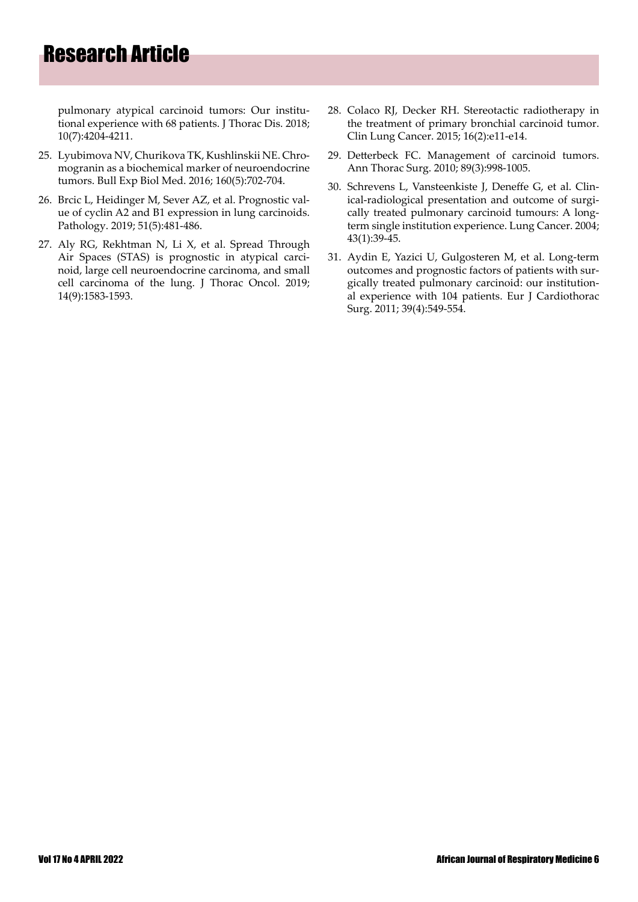pulmonary atypical carcinoid tumors: Our institutional experience with 68 patients. J Thorac Dis. 2018; 10(7):4204-4211.

25. Lyubimova NV, Churikova TK, Kushlinskii NE. Chromogranin as a biochemical marker of neuroendocrine tumors. Bull Exp Biol Med. 2016; 160(5):702-704.
26. Brcic L, Heidinger M, Sever AZ, et al. Prognostic value of cyclin A2 and B1 expression in lung carcinoids. Pathology. 2019; 51(5):481-486.
27. Aly RG, Rekhtman N, Li X, et al. Spread Through Air Spaces (STAS) is prognostic in atypical carcinoid, large cell neuroendocrine carcinoma, and small cell carcinoma of the lung. J Thorac Oncol. 2019; 14(9):1583-1593.
28. Colaco RJ, Decker RH. Stereotactic radiotherapy in the treatment of primary bronchial carcinoid tumor. Clin Lung Cancer. 2015; 16(2):e11-e14.
29. Detterbeck FC. Management of carcinoid tumors. Ann Thorac Surg. 2010; 89(3):998-1005.
30. Schrevens L, Vansteenkiste J, Deneffe G, et al. Clinical-radiological presentation and outcome of surgically treated pulmonary carcinoid tumours: A long-term single institution experience. Lung Cancer. 2004; 43(1):39-45.
31. Aydin E, Yazici U, Gulgosteren M, et al. Long-term outcomes and prognostic factors of patients with surgically treated pulmonary carcinoid: our institutional experience with 104 patients. Eur J Cardiothorac Surg. 2011; 39(4):549-554.